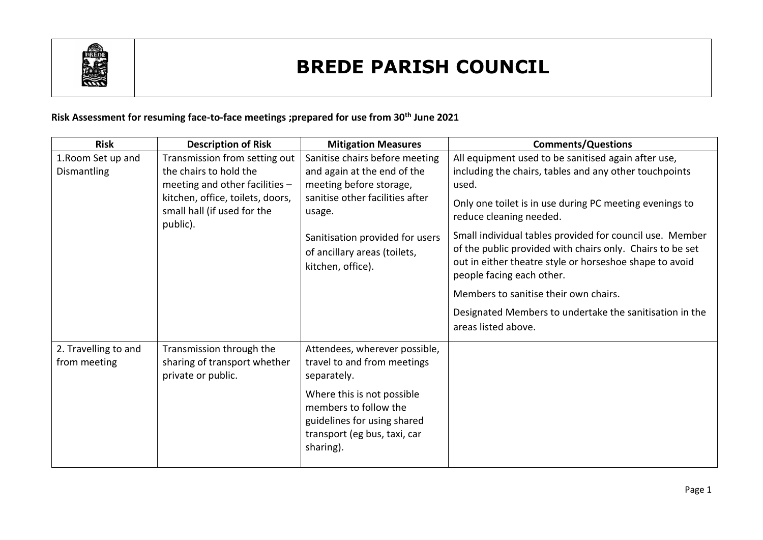# BREDE PARISH COUNCIL

**Risk Assessment for resuming face-to-face meetings ;prepared for use from 30th June 2021**

| Risk | Description of Risk | Mitigation Measures | Comments/Questions |
|---|---|---|---|
| 1.Room Set up and Dismantling | Transmission from setting out the chairs to hold the meeting and other facilities – kitchen, office, toilets, doors, small hall (if used for the public). | Sanitise chairs before meeting and again at the end of the meeting before storage, sanitise other facilities after usage.<br><br>Sanitisation provided for users of ancillary areas (toilets, kitchen, office). | All equipment used to be sanitised again after use, including the chairs, tables and any other touchpoints used.<br><br>Only one toilet is in use during PC meeting evenings to reduce cleaning needed.<br><br>Small individual tables provided for council use. Member of the public provided with chairs only. Chairs to be set out in either theatre style or horseshoe shape to avoid people facing each other.<br><br>Members to sanitise their own chairs.<br><br>Designated Members to undertake the sanitisation in the areas listed above. |
| 2. Travelling to and from meeting | Transmission through the sharing of transport whether private or public. | Attendees, wherever possible, travel to and from meetings separately.<br><br>Where this is not possible members to follow the guidelines for using shared transport (eg bus, taxi, car sharing). | |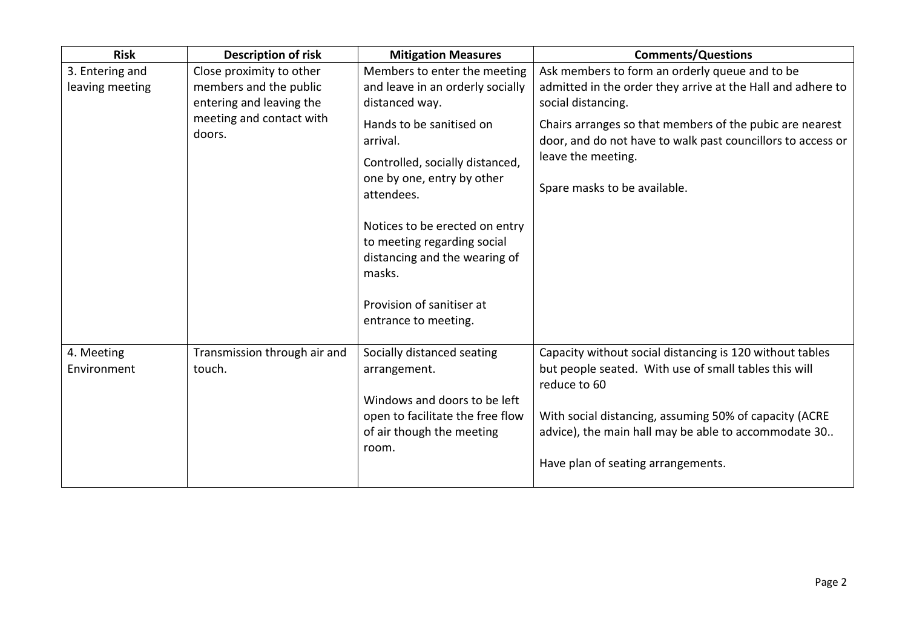| Risk | Description of risk | Mitigation Measures | Comments/Questions |
|---|---|---|---|
| 3. Entering and leaving meeting | Close proximity to other members and the public entering and leaving the meeting and contact with doors. | Members to enter the meeting and leave in an orderly socially distanced way.<br><br>Hands to be sanitised on arrival.<br><br>Controlled, socially distanced, one by one, entry by other attendees.<br><br>Notices to be erected on entry to meeting regarding social distancing and the wearing of masks.<br><br>Provision of sanitiser at entrance to meeting. | Ask members to form an orderly queue and to be admitted in the order they arrive at the Hall and adhere to social distancing.<br><br>Chairs arranges so that members of the pubic are nearest door, and do not have to walk past councillors to access or leave the meeting.<br><br>Spare masks to be available. |
| 4. Meeting Environment | Transmission through air and touch. | Socially distanced seating arrangement.<br><br>Windows and doors to be left open to facilitate the free flow of air though the meeting room. | Capacity without social distancing is 120 without tables but people seated. With use of small tables this will reduce to 60<br><br>With social distancing, assuming 50% of capacity (ACRE advice), the main hall may be able to accommodate 30..<br><br>Have plan of seating arrangements. |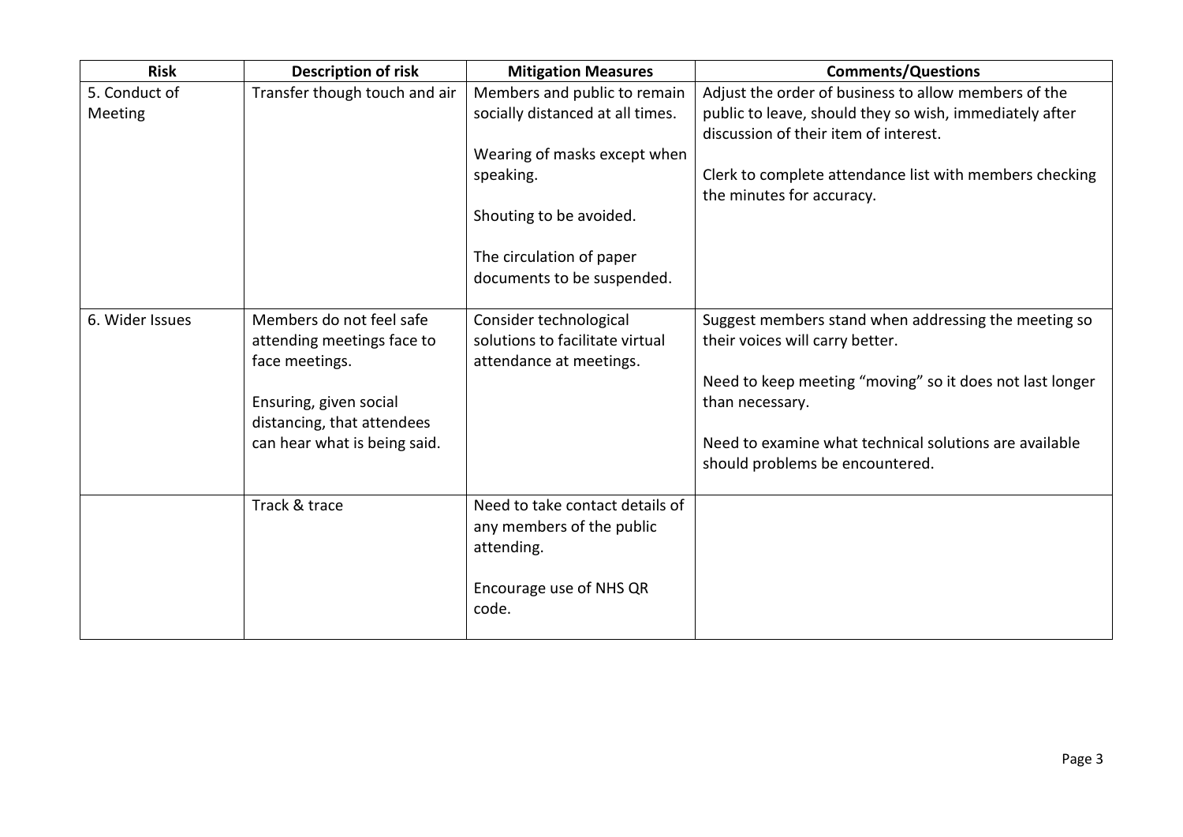| Risk | Description of risk | Mitigation Measures | Comments/Questions |
| --- | --- | --- | --- |
| 5. Conduct of Meeting | Transfer though touch and air | Members and public to remain socially distanced at all times.<br><br>Wearing of masks except when speaking.<br><br>Shouting to be avoided.<br><br>The circulation of paper documents to be suspended. | Adjust the order of business to allow members of the public to leave, should they so wish, immediately after discussion of their item of interest.<br><br>Clerk to complete attendance list with members checking the minutes for accuracy. |
| 6. Wider Issues | Members do not feel safe attending meetings face to face meetings.<br><br>Ensuring, given social distancing, that attendees can hear what is being said. | Consider technological solutions to facilitate virtual attendance at meetings. | Suggest members stand when addressing the meeting so their voices will carry better.<br><br>Need to keep meeting "moving" so it does not last longer than necessary.<br><br>Need to examine what technical solutions are available should problems be encountered. |
| | Track & trace | Need to take contact details of any members of the public attending.<br><br>Encourage use of NHS QR code. | |